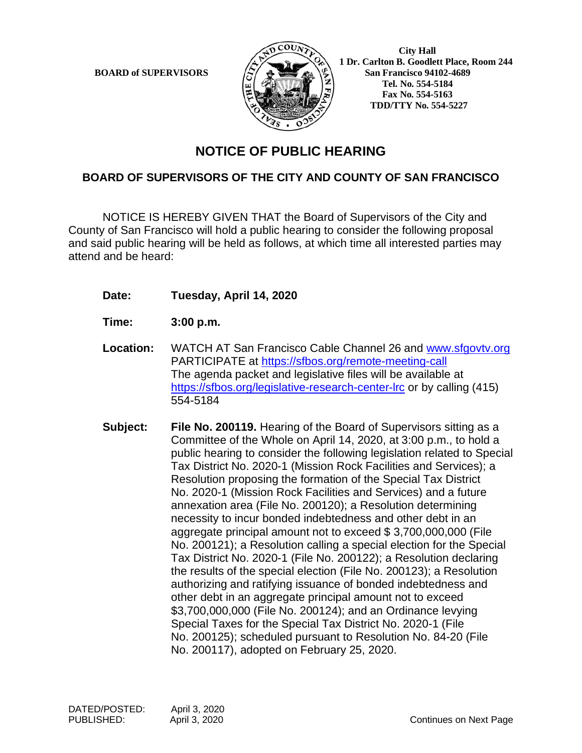**BOARD of SUPERVISORS**

**City Hall**
**1 Dr. Carlton B. Goodlett Place, Room 244**
**San Francisco 94102-4689**
**Tel. No. 554-5184**
**Fax No. 554-5163**
**TDD/TTY No. 554-5227**

# NOTICE OF PUBLIC HEARING

## BOARD OF SUPERVISORS OF THE CITY AND COUNTY OF SAN FRANCISCO

NOTICE IS HEREBY GIVEN THAT the Board of Supervisors of the City and County of San Francisco will hold a public hearing to consider the following proposal and said public hearing will be held as follows, at which time all interested parties may attend and be heard:

**Date:** **Tuesday, April 14, 2020**

**Time:** **3:00 p.m.**

**Location:** WATCH AT San Francisco Cable Channel 26 and www.sfgovtv.org
PARTICIPATE at https://sfbos.org/remote-meeting-call
The agenda packet and legislative files will be available at https://sfbos.org/legislative-research-center-lrc or by calling (415) 554-5184

**Subject:** **File No. 200119.** Hearing of the Board of Supervisors sitting as a Committee of the Whole on April 14, 2020, at 3:00 p.m., to hold a public hearing to consider the following legislation related to Special Tax District No. 2020-1 (Mission Rock Facilities and Services); a Resolution proposing the formation of the Special Tax District No. 2020-1 (Mission Rock Facilities and Services) and a future annexation area (File No. 200120); a Resolution determining necessity to incur bonded indebtedness and other debt in an aggregate principal amount not to exceed $ 3,700,000,000 (File No. 200121); a Resolution calling a special election for the Special Tax District No. 2020-1 (File No. 200122); a Resolution declaring the results of the special election (File No. 200123); a Resolution authorizing and ratifying issuance of bonded indebtedness and other debt in an aggregate principal amount not to exceed $3,700,000,000 (File No. 200124); and an Ordinance levying Special Taxes for the Special Tax District No. 2020-1 (File No. 200125); scheduled pursuant to Resolution No. 84-20 (File No. 200117), adopted on February 25, 2020.

DATED/POSTED: April 3, 2020
PUBLISHED: April 3, 2020

Continues on Next Page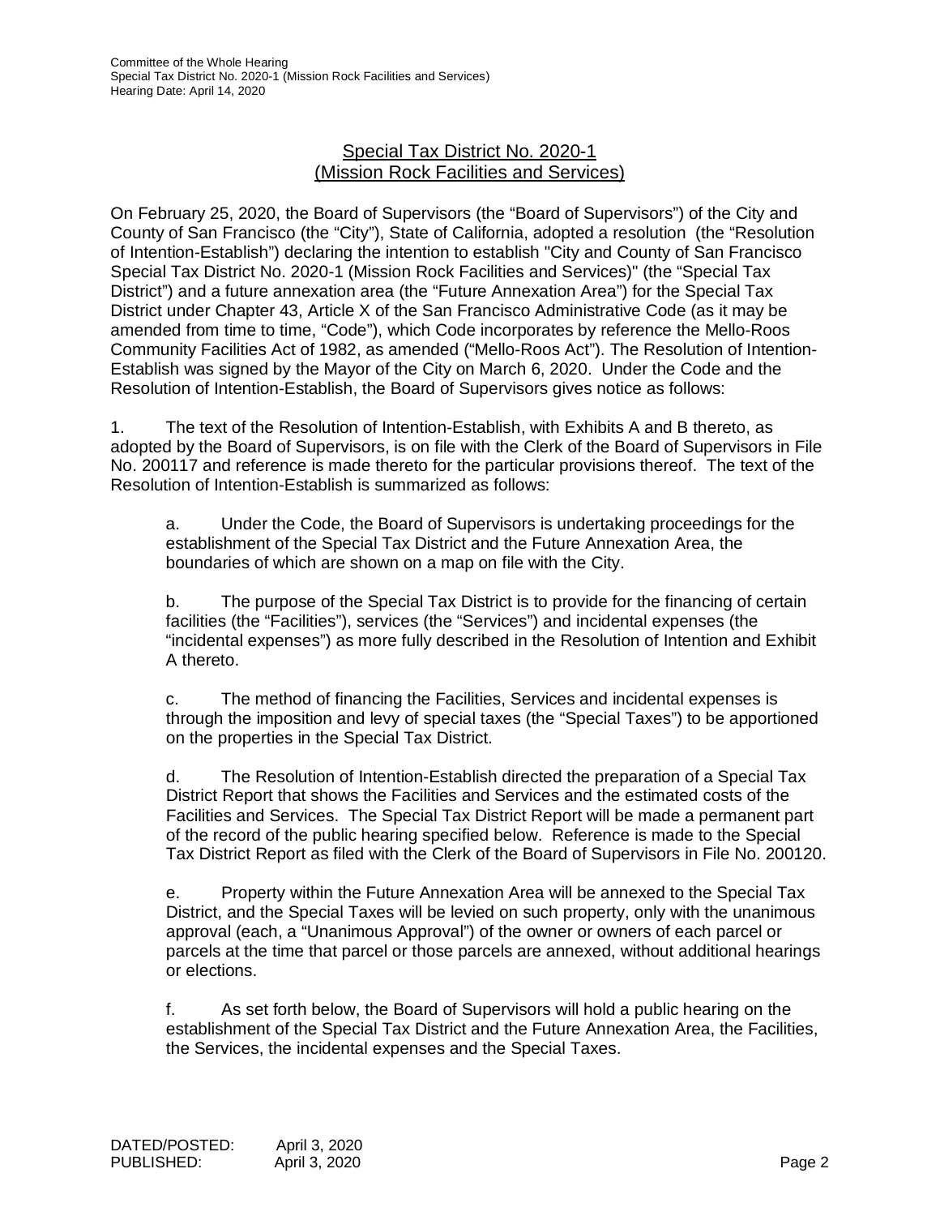## Special Tax District No. 2020-1 (Mission Rock Facilities and Services)

On February 25, 2020, the Board of Supervisors (the "Board of Supervisors") of the City and County of San Francisco (the "City"), State of California, adopted a resolution (the "Resolution of Intention-Establish") declaring the intention to establish "City and County of San Francisco Special Tax District No. 2020-1 (Mission Rock Facilities and Services)" (the "Special Tax District") and a future annexation area (the "Future Annexation Area") for the Special Tax District under Chapter 43, Article X of the San Francisco Administrative Code (as it may be amended from time to time, "Code"), which Code incorporates by reference the Mello-Roos Community Facilities Act of 1982, as amended ("Mello-Roos Act"). The Resolution of Intention-Establish was signed by the Mayor of the City on March 6, 2020. Under the Code and the Resolution of Intention-Establish, the Board of Supervisors gives notice as follows:

1. The text of the Resolution of Intention-Establish, with Exhibits A and B thereto, as adopted by the Board of Supervisors, is on file with the Clerk of the Board of Supervisors in File No. 200117 and reference is made thereto for the particular provisions thereof. The text of the Resolution of Intention-Establish is summarized as follows:

   a. Under the Code, the Board of Supervisors is undertaking proceedings for the establishment of the Special Tax District and the Future Annexation Area, the boundaries of which are shown on a map on file with the City.

   b. The purpose of the Special Tax District is to provide for the financing of certain facilities (the "Facilities"), services (the "Services") and incidental expenses (the "incidental expenses") as more fully described in the Resolution of Intention and Exhibit A thereto.

   c. The method of financing the Facilities, Services and incidental expenses is through the imposition and levy of special taxes (the "Special Taxes") to be apportioned on the properties in the Special Tax District.

   d. The Resolution of Intention-Establish directed the preparation of a Special Tax District Report that shows the Facilities and Services and the estimated costs of the Facilities and Services. The Special Tax District Report will be made a permanent part of the record of the public hearing specified below. Reference is made to the Special Tax District Report as filed with the Clerk of the Board of Supervisors in File No. 200120.

   e. Property within the Future Annexation Area will be annexed to the Special Tax District, and the Special Taxes will be levied on such property, only with the unanimous approval (each, a "Unanimous Approval") of the owner or owners of each parcel or parcels at the time that parcel or those parcels are annexed, without additional hearings or elections.

   f. As set forth below, the Board of Supervisors will hold a public hearing on the establishment of the Special Tax District and the Future Annexation Area, the Facilities, the Services, the incidental expenses and the Special Taxes.

DATED/POSTED: April 3, 2020
PUBLISHED: April 3, 2020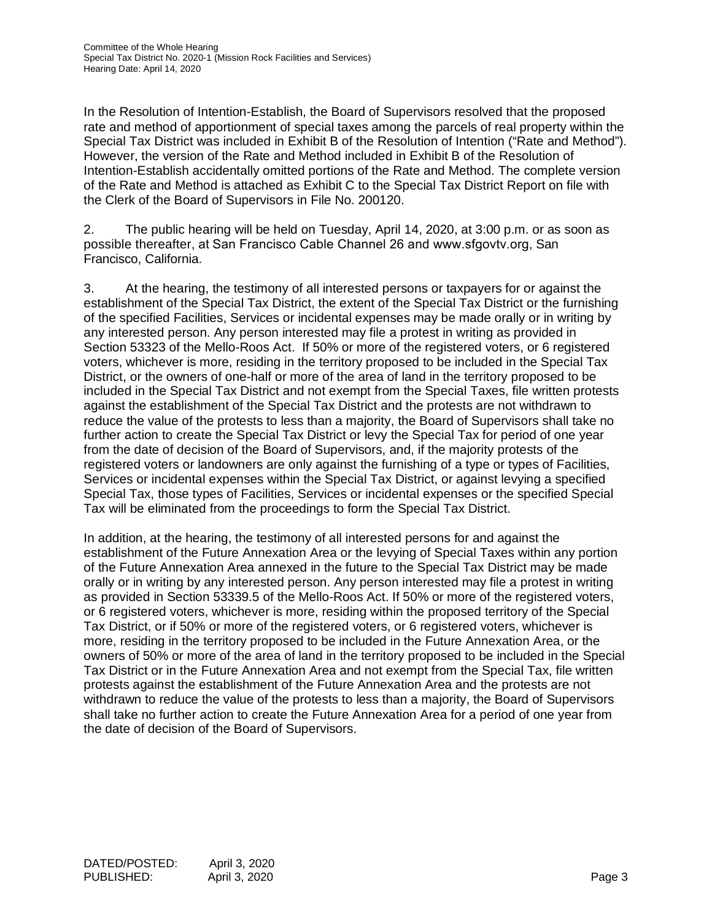In the Resolution of Intention-Establish, the Board of Supervisors resolved that the proposed rate and method of apportionment of special taxes among the parcels of real property within the Special Tax District was included in Exhibit B of the Resolution of Intention ("Rate and Method"). However, the version of the Rate and Method included in Exhibit B of the Resolution of Intention-Establish accidentally omitted portions of the Rate and Method. The complete version of the Rate and Method is attached as Exhibit C to the Special Tax District Report on file with the Clerk of the Board of Supervisors in File No. 200120.

2. The public hearing will be held on Tuesday, April 14, 2020, at 3:00 p.m. or as soon as possible thereafter, at San Francisco Cable Channel 26 and www.sfgovtv.org, San Francisco, California.

3. At the hearing, the testimony of all interested persons or taxpayers for or against the establishment of the Special Tax District, the extent of the Special Tax District or the furnishing of the specified Facilities, Services or incidental expenses may be made orally or in writing by any interested person. Any person interested may file a protest in writing as provided in Section 53323 of the Mello-Roos Act. If 50% or more of the registered voters, or 6 registered voters, whichever is more, residing in the territory proposed to be included in the Special Tax District, or the owners of one-half or more of the area of land in the territory proposed to be included in the Special Tax District and not exempt from the Special Taxes, file written protests against the establishment of the Special Tax District and the protests are not withdrawn to reduce the value of the protests to less than a majority, the Board of Supervisors shall take no further action to create the Special Tax District or levy the Special Tax for period of one year from the date of decision of the Board of Supervisors, and, if the majority protests of the registered voters or landowners are only against the furnishing of a type or types of Facilities, Services or incidental expenses within the Special Tax District, or against levying a specified Special Tax, those types of Facilities, Services or incidental expenses or the specified Special Tax will be eliminated from the proceedings to form the Special Tax District.

In addition, at the hearing, the testimony of all interested persons for and against the establishment of the Future Annexation Area or the levying of Special Taxes within any portion of the Future Annexation Area annexed in the future to the Special Tax District may be made orally or in writing by any interested person. Any person interested may file a protest in writing as provided in Section 53339.5 of the Mello-Roos Act. If 50% or more of the registered voters, or 6 registered voters, whichever is more, residing within the proposed territory of the Special Tax District, or if 50% or more of the registered voters, or 6 registered voters, whichever is more, residing in the territory proposed to be included in the Future Annexation Area, or the owners of 50% or more of the area of land in the territory proposed to be included in the Special Tax District or in the Future Annexation Area and not exempt from the Special Tax, file written protests against the establishment of the Future Annexation Area and the protests are not withdrawn to reduce the value of the protests to less than a majority, the Board of Supervisors shall take no further action to create the Future Annexation Area for a period of one year from the date of decision of the Board of Supervisors.

DATED/POSTED: April 3, 2020
PUBLISHED: April 3, 2020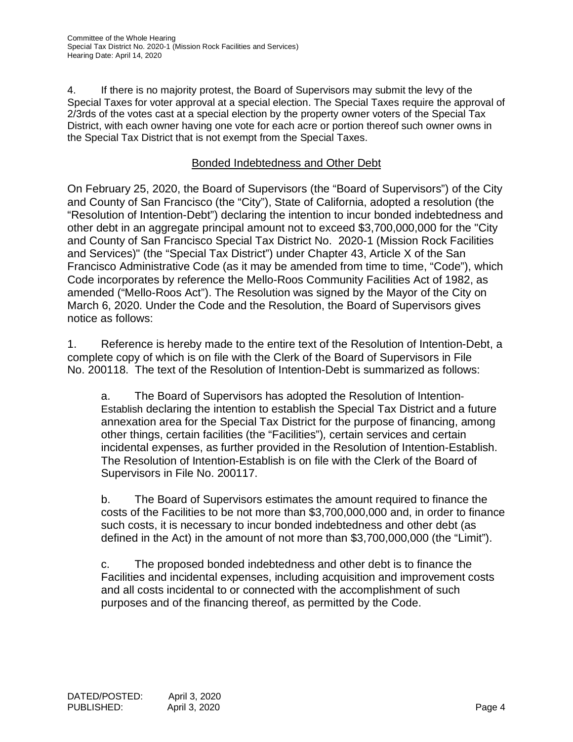4. If there is no majority protest, the Board of Supervisors may submit the levy of the Special Taxes for voter approval at a special election. The Special Taxes require the approval of 2/3rds of the votes cast at a special election by the property owner voters of the Special Tax District, with each owner having one vote for each acre or portion thereof such owner owns in the Special Tax District that is not exempt from the Special Taxes.

## Bonded Indebtedness and Other Debt

On February 25, 2020, the Board of Supervisors (the "Board of Supervisors") of the City and County of San Francisco (the "City"), State of California, adopted a resolution (the "Resolution of Intention-Debt") declaring the intention to incur bonded indebtedness and other debt in an aggregate principal amount not to exceed $3,700,000,000 for the "City and County of San Francisco Special Tax District No. 2020-1 (Mission Rock Facilities and Services)" (the "Special Tax District") under Chapter 43, Article X of the San Francisco Administrative Code (as it may be amended from time to time, "Code"), which Code incorporates by reference the Mello-Roos Community Facilities Act of 1982, as amended ("Mello-Roos Act"). The Resolution was signed by the Mayor of the City on March 6, 2020. Under the Code and the Resolution, the Board of Supervisors gives notice as follows:

1. Reference is hereby made to the entire text of the Resolution of Intention-Debt, a complete copy of which is on file with the Clerk of the Board of Supervisors in File No. 200118. The text of the Resolution of Intention-Debt is summarized as follows:

   a. The Board of Supervisors has adopted the Resolution of Intention-Establish declaring the intention to establish the Special Tax District and a future annexation area for the Special Tax District for the purpose of financing, among other things, certain facilities (the "Facilities"), certain services and certain incidental expenses, as further provided in the Resolution of Intention-Establish. The Resolution of Intention-Establish is on file with the Clerk of the Board of Supervisors in File No. 200117.

   b. The Board of Supervisors estimates the amount required to finance the costs of the Facilities to be not more than $3,700,000,000 and, in order to finance such costs, it is necessary to incur bonded indebtedness and other debt (as defined in the Act) in the amount of not more than $3,700,000,000 (the "Limit").

   c. The proposed bonded indebtedness and other debt is to finance the Facilities and incidental expenses, including acquisition and improvement costs and all costs incidental to or connected with the accomplishment of such purposes and of the financing thereof, as permitted by the Code.

DATED/POSTED: April 3, 2020
PUBLISHED: April 3, 2020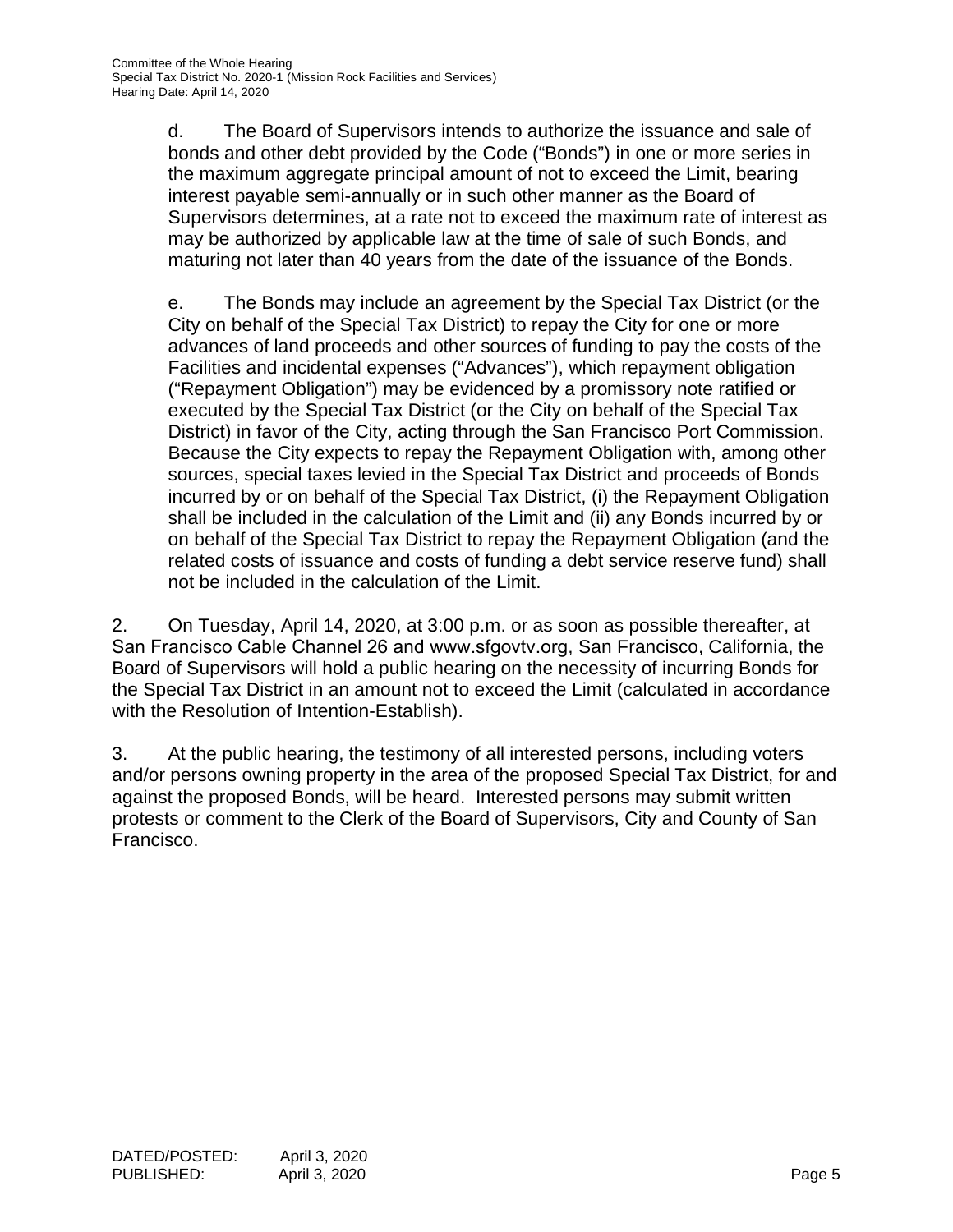d. The Board of Supervisors intends to authorize the issuance and sale of bonds and other debt provided by the Code ("Bonds") in one or more series in the maximum aggregate principal amount of not to exceed the Limit, bearing interest payable semi-annually or in such other manner as the Board of Supervisors determines, at a rate not to exceed the maximum rate of interest as may be authorized by applicable law at the time of sale of such Bonds, and maturing not later than 40 years from the date of the issuance of the Bonds.

e. The Bonds may include an agreement by the Special Tax District (or the City on behalf of the Special Tax District) to repay the City for one or more advances of land proceeds and other sources of funding to pay the costs of the Facilities and incidental expenses ("Advances"), which repayment obligation ("Repayment Obligation") may be evidenced by a promissory note ratified or executed by the Special Tax District (or the City on behalf of the Special Tax District) in favor of the City, acting through the San Francisco Port Commission. Because the City expects to repay the Repayment Obligation with, among other sources, special taxes levied in the Special Tax District and proceeds of Bonds incurred by or on behalf of the Special Tax District, (i) the Repayment Obligation shall be included in the calculation of the Limit and (ii) any Bonds incurred by or on behalf of the Special Tax District to repay the Repayment Obligation (and the related costs of issuance and costs of funding a debt service reserve fund) shall not be included in the calculation of the Limit.

2. On Tuesday, April 14, 2020, at 3:00 p.m. or as soon as possible thereafter, at San Francisco Cable Channel 26 and www.sfgovtv.org, San Francisco, California, the Board of Supervisors will hold a public hearing on the necessity of incurring Bonds for the Special Tax District in an amount not to exceed the Limit (calculated in accordance with the Resolution of Intention-Establish).

3. At the public hearing, the testimony of all interested persons, including voters and/or persons owning property in the area of the proposed Special Tax District, for and against the proposed Bonds, will be heard. Interested persons may submit written protests or comment to the Clerk of the Board of Supervisors, City and County of San Francisco.

DATED/POSTED: April 3, 2020
PUBLISHED: April 3, 2020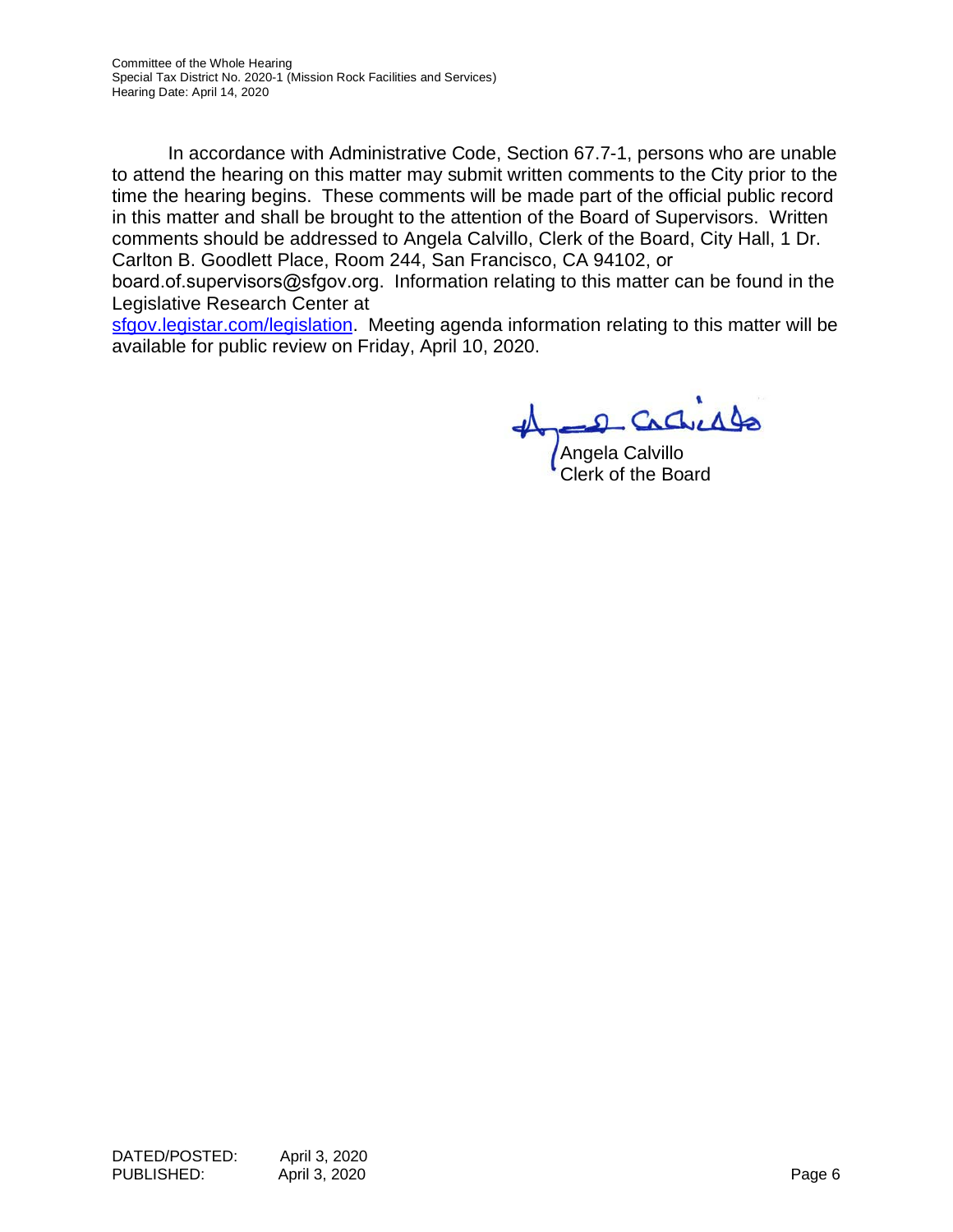In accordance with Administrative Code, Section 67.7-1, persons who are unable to attend the hearing on this matter may submit written comments to the City prior to the time the hearing begins. These comments will be made part of the official public record in this matter and shall be brought to the attention of the Board of Supervisors. Written comments should be addressed to Angela Calvillo, Clerk of the Board, City Hall, 1 Dr. Carlton B. Goodlett Place, Room 244, San Francisco, CA 94102, or board.of.supervisors@sfgov.org. Information relating to this matter can be found in the Legislative Research Center at sfgov.legistar.com/legislation. Meeting agenda information relating to this matter will be available for public review on Friday, April 10, 2020.

Angela Calvillo
Clerk of the Board

DATED/POSTED: April 3, 2020
PUBLISHED: April 3, 2020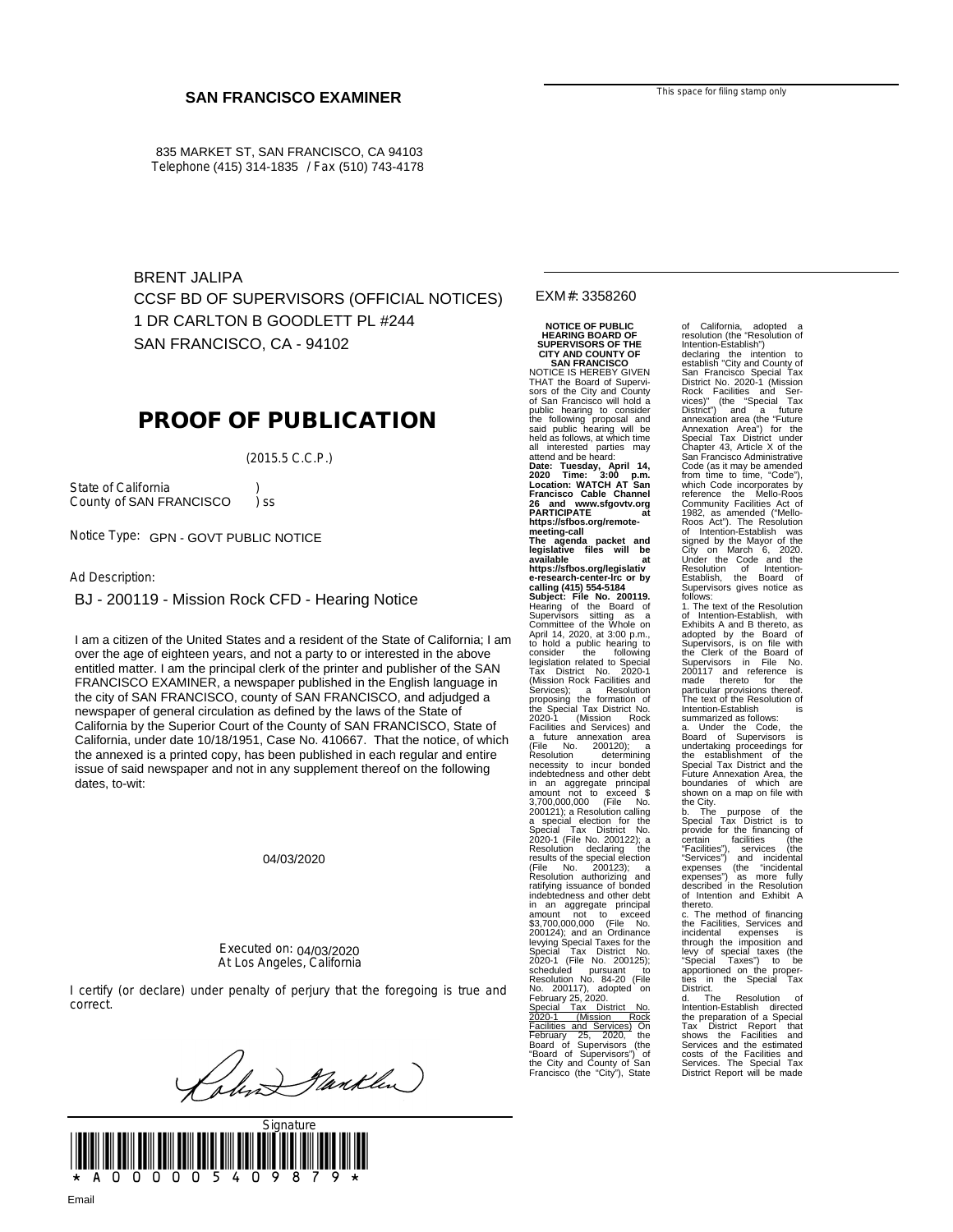**SAN FRANCISCO EXAMINER**

835 MARKET ST, SAN FRANCISCO, CA 94103
Telephone (415) 314-1835 / Fax (510) 743-4178

This space for filing stamp only

BRENT JALIPA
CCSF BD OF SUPERVISORS (OFFICIAL NOTICES)
1 DR CARLTON B GOODLETT PL #244
SAN FRANCISCO, CA - 94102

EXM#: 3358260

# PROOF OF PUBLICATION

(2015.5 C.C.P.)

State of California )
County of SAN FRANCISCO ) ss

Notice Type: GPN - GOVT PUBLIC NOTICE

Ad Description:

BJ - 200119 - Mission Rock CFD - Hearing Notice

I am a citizen of the United States and a resident of the State of California; I am over the age of eighteen years, and not a party to or interested in the above entitled matter. I am the principal clerk of the printer and publisher of the SAN FRANCISCO EXAMINER, a newspaper published in the English language in the city of SAN FRANCISCO, county of SAN FRANCISCO, and adjudged a newspaper of general circulation as defined by the laws of the State of California by the Superior Court of the County of SAN FRANCISCO, State of California, under date 10/18/1951, Case No. 410667. That the notice, of which the annexed is a printed copy, has been published in each regular and entire issue of said newspaper and not in any supplement thereof on the following dates, to-wit:

04/03/2020

Executed on: 04/03/2020
At Los Angeles, California

I certify (or declare) under penalty of perjury that the foregoing is true and correct.

Signature

\* A 0 0 0 0 0 5 4 0 9 8 7 9 \*

Email

**NOTICE OF PUBLIC HEARING BOARD OF SUPERVISORS OF THE CITY AND COUNTY OF SAN FRANCISCO**

NOTICE IS HEREBY GIVEN THAT the Board of Supervisors of the City and County of San Francisco will hold a public hearing to consider the following proposal and said public hearing will be held as follows, at which time all interested parties may attend and be heard:

**Date: Tuesday, April 14, 2020 Time: 3:00 p.m. Location: WATCH AT San Francisco Cable Channel 26 and www.sfgovtv.org PARTICIPATE at https://sfbos.org/remote-meeting-call**

**The agenda packet and legislative files will be available at https://sfbos.org/legislative-research-center-lrc or by calling (415) 554-5184**

**Subject: File No. 200119.** Hearing of the Board of Supervisors sitting as a Committee of the Whole on April 14, 2020, at 3:00 p.m., to hold a public hearing to consider the following legislation related to Special Tax District No. 2020-1 (Mission Rock Facilities and Services); a Resolution proposing the formation of the Special Tax District No. 2020-1 (Mission Rock Facilities and Services) and a future annexation area (File No. 200120); a Resolution determining necessity to incur bonded indebtedness and other debt in an aggregate principal amount not to exceed $ 3,700,000,000 (File No. 200121); a Resolution calling a special election for the Special Tax District No. 2020-1 (File No. 200122); a Resolution declaring the results of the special election (File No. 200123); a Resolution authorizing and ratifying issuance of bonded indebtedness and other debt in an aggregate principal amount not to exceed $3,700,000,000 (File No. 200124); and an Ordinance levying Special Taxes for the Special Tax District No. 2020-1 (File No. 200125); scheduled pursuant to Resolution No. 84-20 (File No. 200117), adopted on February 25, 2020.

Special Tax District No. 2020-1 (Mission Rock Facilities and Services) On February 25, 2020, the Board of Supervisors (the "Board of Supervisors") of the City and County of San Francisco (the "City"), State of California, adopted a resolution (the "Resolution of Intention-Establish") declaring the intention to establish "City and County of San Francisco Special Tax District No. 2020-1 (Mission Rock Facilities and Services)" (the "Special Tax District") and a future annexation area (the "Future Annexation Area") for the Special Tax District under Chapter 43, Article X of the San Francisco Administrative Code (as it may be amended from time to time, "Code"), which Code incorporates by reference the Mello-Roos Community Facilities Act of 1982, as amended ("Mello-Roos Act"). The Resolution of Intention-Establish was signed by the Mayor of the City on March 6, 2020. Under the Code and the Resolution of Intention-Establish, the Board of Supervisors gives notice as follows:

1. The text of the Resolution of Intention-Establish, with Exhibits A and B thereto, as adopted by the Board of Supervisors, is on file with the Clerk of the Board of Supervisors in File No. 200117 and reference is made thereto for the particular provisions thereof. The text of the Resolution of Intention-Establish is summarized as follows:

a. Under the Code, the Board of Supervisors is undertaking proceedings for the establishment of the Special Tax District and the Future Annexation Area, the boundaries of which are shown on a map on file with the City.

b. The purpose of the Special Tax District is to provide for the financing of certain facilities (the "Facilities"), services (the "Services") and incidental expenses (the "incidental expenses") as more fully described in the Resolution of Intention and Exhibit A thereto.

c. The method of financing the Facilities, Services and incidental expenses is through the imposition and levy of special taxes (the "Special Taxes") to be apportioned on the properties in the Special Tax District.

d. The Resolution of Intention-Establish directed the preparation of a Special Tax District Report that shows the Facilities and Services and the estimated costs of the Facilities and Services. The Special Tax District Report will be made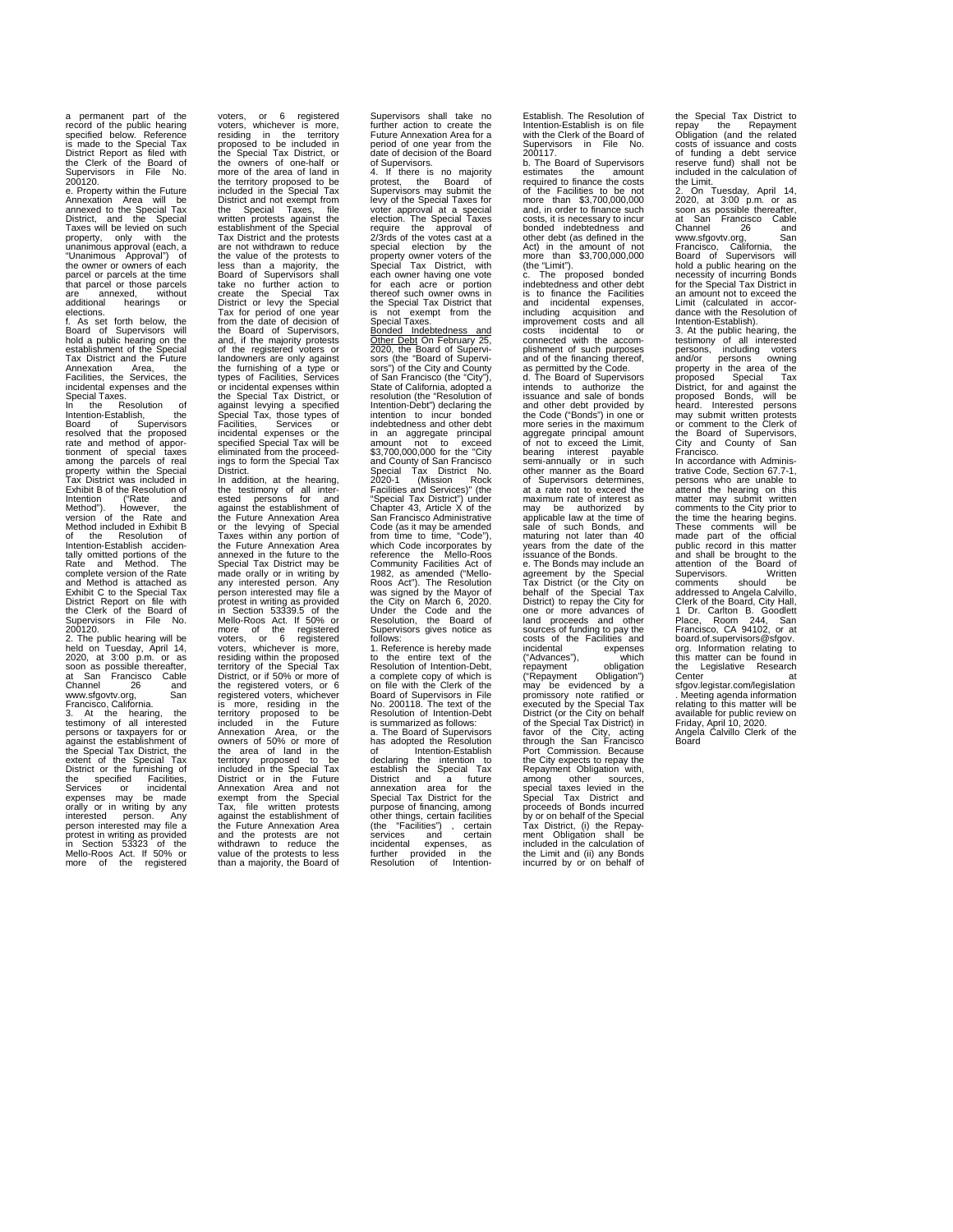a permanent part of the record of the public hearing specified below. Reference is made to the Special Tax District Report as filed with the Clerk of the Board of Supervisors in File No. 200120.

e. Property within the Future Annexation Area will be annexed to the Special Tax District, and the Special Taxes will be levied on such property, only with the unanimous approval (each, a "Unanimous Approval") of the owner or owners of each parcel or parcels at the time that parcel or those parcels are annexed, without additional hearings or elections.

f. As set forth below, the Board of Supervisors will hold a public hearing on the establishment of the Special Tax District and the Future Annexation Area, the Facilities, the Services, the incidental expenses and the Special Taxes.

In the Resolution of Intention-Establish, the Board of Supervisors resolved that the proposed rate and method of apportionment of special taxes among the parcels of real property within the Special Tax District was included in Exhibit B of the Resolution of Intention ("Rate and Method"). However, the version of the Rate and Method included in Exhibit B of the Resolution of Intention-Establish accidentally omitted portions of the Rate and Method. The complete version of the Rate and Method is attached as Exhibit C to the Special Tax District Report on file with the Clerk of the Board of Supervisors in File No. 200120.

2. The public hearing will be held on Tuesday, April 14, 2020, at 3:00 p.m. or as soon as possible thereafter, at San Francisco Cable Channel 26 and www.sfgovtv.org, San Francisco, California.

3. At the hearing, the testimony of all interested persons or taxpayers for or against the establishment of the Special Tax District, the extent of the Special Tax District or the furnishing of the specified Facilities, Services or incidental expenses may be made orally or in writing by any interested person. Any person interested may file a protest in writing as provided in Section 53323 of the Mello-Roos Act. If 50% or more of the registered voters, or 6 registered voters, whichever is more, residing in the territory proposed to be included in the Special Tax District, or the owners of one-half or more of the area of land in the territory proposed to be included in the Special Tax District and not exempt from the Special Taxes, file written protests against the establishment of the Special Tax District and the protests are not withdrawn to reduce the value of the protests to less than a majority, the Board of Supervisors shall take no further action to create the Special Tax District or levy the Special Tax for period of one year from the date of decision of the Board of Supervisors, and, if the majority protests of the registered voters or landowners are only against the furnishing of a type or types of Facilities, Services or incidental expenses within the Special Tax District, or against levying a specified Special Tax, those types of Facilities, Services or incidental expenses or the specified Special Tax will be eliminated from the proceedings to form the Special Tax District.

In addition, at the hearing, the testimony of all interested persons for and against the establishment of the Future Annexation Area or the levying of Special Taxes within any portion of the Future Annexation Area annexed in the future to the Special Tax District may be made orally or in writing by any interested person. Any person interested may file a protest in writing as provided in Section 53339.5 of the Mello-Roos Act. If 50% or more of the registered voters, or 6 registered voters, whichever is more, residing within the proposed territory of the Special Tax District, or if 50% or more of the registered voters, or 6 registered voters, whichever is more, residing in the territory proposed to be included in the Future Annexation Area, or the owners of 50% or more of the area of land in the territory proposed to be included in the Special Tax District or in the Future Annexation Area and not exempt from the Special Tax, file written protests against the establishment of the Future Annexation Area and the protests are not withdrawn to reduce the value of the protests to less than a majority, the Board of Supervisors shall take no further action to create the Future Annexation Area for a period of one year from the date of decision of the Board of Supervisors.

4. If there is no majority protest, the Board of Supervisors may submit the levy of the Special Taxes for voter approval at a special election. The Special Taxes require the approval of 2/3rds of the votes cast at a special election by the property owner voters of the Special Tax District, with each owner having one vote for each acre or portion thereof such owner owns in the Special Tax District that is not exempt from the Special Taxes.

Bonded Indebtedness and Other Debt On February 25, 2020, the Board of Supervisors (the "Board of Supervisors") of the City and County of San Francisco (the "City"), State of California, adopted a resolution (the "Resolution of Intention-Debt") declaring the intention to incur bonded indebtedness and other debt in an aggregate principal amount not to exceed $3,700,000,000 for the "City and County of San Francisco Special Tax District No. 2020-1 (Mission Rock Facilities and Services)" (the "Special Tax District") under Chapter 43, Article X of the San Francisco Administrative Code (as it may be amended from time to time, "Code"), which Code incorporates by reference the Mello-Roos Community Facilities Act of 1982, as amended ("Mello-Roos Act"). The Resolution was signed by the Mayor of the City on March 6, 2020. Under the Code and the Resolution, the Board of Supervisors gives notice as follows:

1. Reference is hereby made to the entire text of the Resolution of Intention-Debt, a complete copy of which is on file with the Clerk of the Board of Supervisors in File No. 200118. The text of the Resolution of Intention-Debt is summarized as follows:

a. The Board of Supervisors has adopted the Resolution of Intention-Establish declaring the intention to establish the Special Tax District and a future annexation area for the Special Tax District for the purpose of financing, among other things, certain facilities (the "Facilities") , certain services and certain incidental expenses, as further provided in the Resolution of Intention-Establish. The Resolution of Intention-Establish is on file with the Clerk of the Board of Supervisors in File No. 200117.

b. The Board of Supervisors estimates the amount required to finance the costs of the Facilities to be not more than $3,700,000,000 and, in order to finance such costs, it is necessary to incur bonded indebtedness and other debt (as defined in the Act) in the amount of not more than $3,700,000,000 (the "Limit").

c. The proposed bonded indebtedness and other debt is to finance the Facilities and incidental expenses, including acquisition and improvement costs and all costs incidental to or connected with the accomplishment of such purposes and of the financing thereof, as permitted by the Code.

d. The Board of Supervisors intends to authorize the issuance and sale of bonds and other debt provided by the Code ("Bonds") in one or more series in the maximum aggregate principal amount of not to exceed the Limit, bearing interest payable semi-annually or in such other manner as the Board of Supervisors determines, at a rate not to exceed the maximum rate of interest as may be authorized by applicable law at the time of sale of such Bonds, and maturing not later than 40 years from the date of the issuance of the Bonds.

e. The Bonds may include an agreement by the Special Tax District (or the City on behalf of the Special Tax District) to repay the City for one or more advances of land proceeds and other sources of funding to pay the costs of the Facilities and incidental expenses ("Advances"), which repayment obligation ("Repayment Obligation") may be evidenced by a promissory note ratified or executed by the Special Tax District (or the City on behalf of the Special Tax District) in favor of the City, acting through the San Francisco Port Commission. Because the City expects to repay the Repayment Obligation with, among other sources, special taxes levied in the Special Tax District and proceeds of Bonds incurred by or on behalf of the Special Tax District, (i) the Repayment Obligation shall be included in the calculation of the Limit and (ii) any Bonds incurred by or on behalf of the Special Tax District to repay the Repayment Obligation (and the related costs of issuance and costs of funding a debt service reserve fund) shall not be included in the calculation of the Limit.

2. On Tuesday, April 14, 2020, at 3:00 p.m. or as soon as possible thereafter, at San Francisco Cable Channel 26 and www.sfgovtv.org, San Francisco, California, the Board of Supervisors will hold a public hearing on the necessity of incurring Bonds for the Special Tax District in an amount not to exceed the Limit (calculated in accordance with the Resolution of Intention-Establish).

3. At the public hearing, the testimony of all interested persons, including voters and/or persons owning property in the area of the proposed Special Tax District, for and against the proposed Bonds, will be heard. Interested persons may submit written protests or comment to the Clerk of the Board of Supervisors, City and County of San Francisco.

In accordance with Administrative Code, Section 67.7-1, persons who are unable to attend the hearing on this matter may submit written comments to the City prior to the time the hearing begins. These comments will be made part of the official public record in this matter and shall be brought to the attention of the Board of Supervisors. Written comments should be addressed to Angela Calvillo, Clerk of the Board, City Hall, 1 Dr. Carlton B. Goodlett Place, Room 244, San Francisco, CA 94102, or at board.of.supervisors@sfgov.org. Information relating to this matter can be found in the Legislative Research Center at sfgov.legistar.com/legislation. Meeting agenda information relating to this matter will be available for public review on Friday, April 10, 2020.

Angela Calvillo Clerk of the Board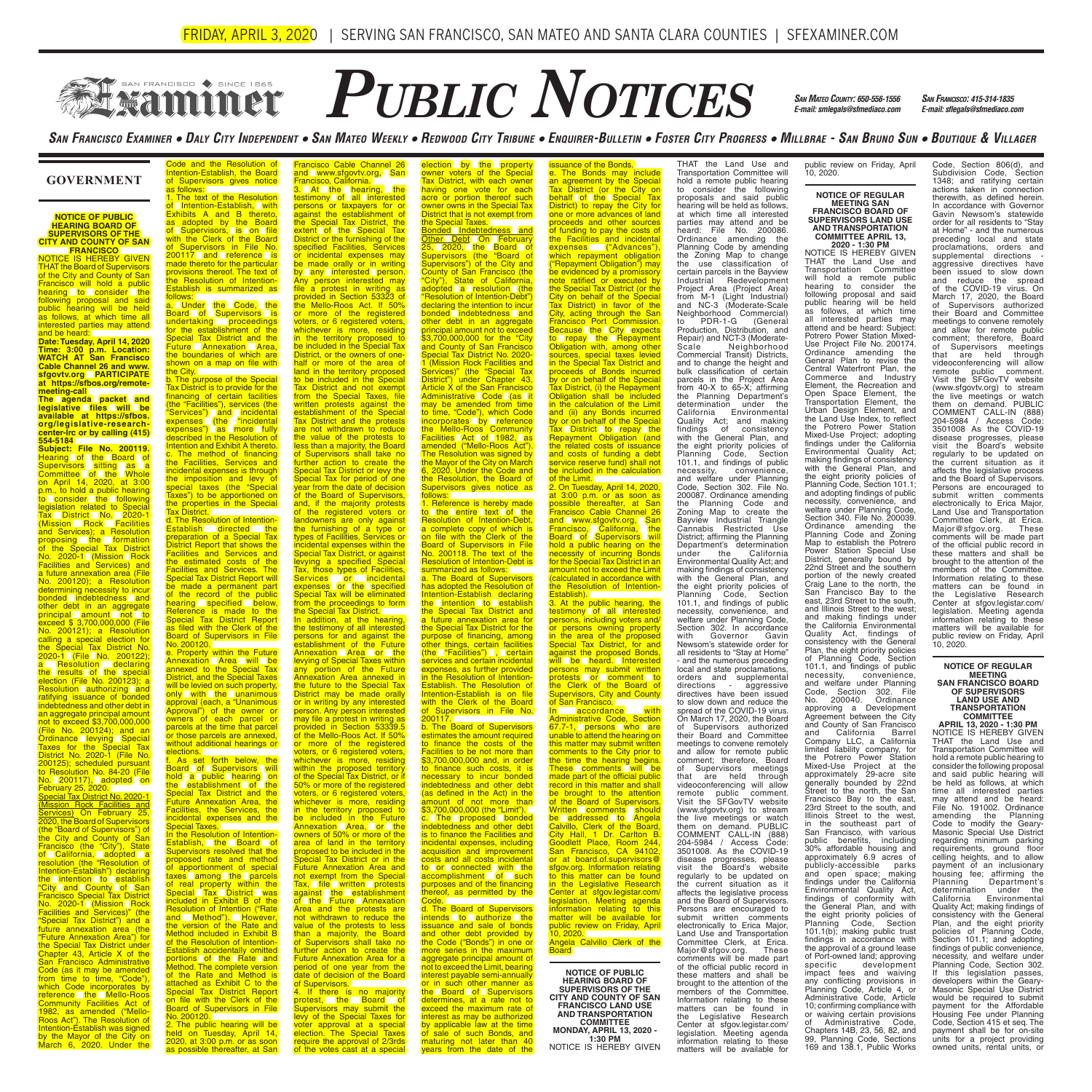# PUBLIC NOTICES

*San Mateo County: 650-556-1556 E-mail: smlegals@sfmediaco.com*

*San Francisco: 415-314-1835 E-mail: sflegals@sfmediaco.com*

*San Francisco Examiner • Daly City Independent • San Mateo Weekly • Redwood City Tribune • Enquirer-Bulletin • Foster City Progress • Millbrae - San Bruno Sun • Boutique & Villager*

## GOVERNMENT

### NOTICE OF PUBLIC HEARING BOARD OF SUPERVISORS OF THE CITY AND COUNTY OF SAN FRANCISCO

NOTICE IS HEREBY GIVEN THAT the Board of Supervisors of the City and County of San Francisco will hold a public hearing to consider the following proposal and said public hearing will be held as follows, at which time all interested parties may attend and be heard:

**Date: Tuesday, April 14, 2020 Time: 3:00 p.m. Location: WATCH AT San Francisco Cable Channel 26 and www.sfgovtv.org PARTICIPATE at https://sfbos.org/remote-meeting-call**

**The agenda packet and legislative files will be available at https://sfbos.org/legislative-research-center-lrc or by calling (415) 554-5184**

**Subject: File No. 200119.** Hearing of the Board of Supervisors sitting as a Committee of the Whole on April 14, 2020, at 3:00 p.m., to hold a public hearing to consider the following legislation related to Special Tax District No. 2020-1 (Mission Rock Facilities and Services); a Resolution proposing the formation of the Special Tax District No. 2020-1 (Mission Rock Facilities and Services) and a future annexation area (File No. 200120); a Resolution determining necessity to incur bonded indebtedness and other debt in an aggregate principal amount not to exceed $ 3,700,000,000 (File No. 200121); a Resolution calling a special election for the Special Tax District No. 2020-1 (File No. 200122); a Resolution declaring the results of the special election (File No. 200123); a Resolution authorizing and ratifying issuance of bonded indebtedness and other debt in an aggregate principal amount not to exceed $3,700,000,000 (File No. 200124); and an Ordinance levying Special Taxes for the Special Tax District No. 2020-1 (File No. 200125); scheduled pursuant to Resolution No. 84-20 (File No. 200117), adopted on February 25, 2020.

Special Tax District No. 2020-1 (Mission Rock Facilities and Services) On February 25, 2020, the Board of Supervisors ("the Board of Supervisors") of the City and County of San Francisco (the "City"), State of California, adopted a resolution (the "Resolution of Intention-Establish") declaring the intention to establish "City and County of San Francisco Special Tax District No. 2020-1 (Mission Rock Facilities and Services)" (the "Special Tax District") and a future annexation area ("Future Annexation Area") for the Special Tax District under Chapter 43, Article X of the San Francisco Administrative Code (as it may be amended from time to time, "Code"), which Code incorporates by reference the Mello-Roos Community Facilities Act of 1982, as amended ("Mello-Roos Act"). The Resolution of Intention-Establish was signed by the Mayor of the City on March 6, 2020. Under the Code and the Resolution of Intention-Establish, the Board of Supervisors gives notice as follows:

1. The text of the Resolution of Intention-Establish, with Exhibits A and B thereto, as adopted by the Board of Supervisors, is on file with the Clerk of the Board of Supervisors in File No. 200117 and reference is made thereto for the particular provisions thereof. The text of the Resolution of Intention-Establish is summarized as follows:

a. Under the Code, the Board of Supervisors is undertaking proceedings for the establishment of the Special Tax District and the Future Annexation Area, the boundaries of which are shown on a map on file with the City.

b. The purpose of the Special Tax District is to provide for the financing of certain facilities (the "Facilities"), services (the "Services") and incidental expenses (the "incidental expenses") as more fully described in the Resolution of Intention and Exhibit A thereto.

c. The method of financing the Facilities, Services and incidental expenses is through the imposition and levy of special taxes (the "Special Taxes") to be apportioned on the properties in the Special Tax District.

d. The Resolution of Intention-Establish directed the preparation of a Special Tax District Report that shows the Facilities and Services and the estimated costs of the Facilities and Services. The Special Tax District Report will be made a permanent part of the record of the public hearing specified below. Reference is made to the Special Tax District Report as filed with the Clerk of the Board of Supervisors in File No. 200120.

e. Property within the Future Annexation Area will be annexed to the Special Tax District, and the Special Taxes will be levied on such property, only with the unanimous approval (each, a "Unanimous Approval") of the owner or owners of each parcel or parcels at the time that parcel or those parcels are annexed, without additional hearings or elections.

f. As set forth below, the Board of Supervisors will hold a public hearing on the establishment of the Special Tax District and the Future Annexation Area, the Facilities, the Services, the incidental expenses and the Special Taxes.

In the Resolution of Intention-Establish, the Board of Supervisors resolved that the proposed rate and method of apportionment of special taxes among the parcels of real property within the Special Tax District was included in Exhibit B of the Resolution of Intention ("Rate and Method"). However, the version of the Rate and Method included in Exhibit B of the Resolution of Intention-Establish accidentally omitted portions of the Rate and Method. The complete version of the Rate and Method is attached as Exhibit C to the Special Tax District Report on file with the Clerk of the Board of Supervisors in File No. 200120.

2. The public hearing will be held on Tuesday, April 14, 2020, at 3:00 p.m. or as soon as possible thereafter, at San Francisco Cable Channel 26 and www.sfgovtv.org, San Francisco, California.

3. At the hearing, the testimony of all interested persons or taxpayers for or against the establishment of the Special Tax District, the extent of the Special Tax District or the furnishing of the specified Facilities, Services or incidental expenses will be heard. Any person interested may file a protest in writing as provided in Section 53323 of the Mello-Roos Act. If 50% or more of the registered voters, or 6 registered voters, whichever is more, residing in the territory proposed to be included in the Special Tax District, or the owners of one-half or more of the area of land in the territory proposed to be included in the Special Tax District and not exempt from the Special Taxes, file written protests against the establishment of the Special Tax District and the protests are not withdrawn to reduce the value of the protests to less than a majority, the Board of Supervisors shall take no further action to create the Special Tax District or levy the Special Tax for period of one year from the date of decision of the Board of Supervisors, and, if the majority protests of the registered voters or landowners are only against the furnishing of a type or types of Facilities, Services or incidental expenses within the Special Tax District, or against levying a specified Special Tax, those types of Facilities, Services or incidental expenses or the specified Special Tax will be eliminated from the proceedings to form the Special Tax District.

In addition, at the hearing, the testimony of all interested persons for and against the establishment of the Future Annexation Area or the levying of Special Taxes within any portion of the Future Annexation Area annexed in the future to the Special Tax District may be made orally or in writing by any interested person. Any person interested may file a protest in writing as provided in Section 53339.5 of the Mello-Roos Act. If 50% or more of the registered voters, or 6 registered voters, whichever is more, residing within the proposed territory of the Special Tax District, or if 50% or more of the registered voters, or 6 registered voters, whichever is more, residing in the territory proposed to be included in the Future Annexation Area, or the owners of 50% or more of the area of land in the territory proposed to be included in the Special Tax District or in the Future Annexation Area and not exempt from the Special Tax, file written protests against the establishment of the Future Annexation Area and the protests are not withdrawn to reduce the value of the protests to less than a majority, the Board of Supervisors shall take no further action to create the Future Annexation Area for a period of one year from the date of decision of the Board of Supervisors.

4. If there is no majority protest, the Board of Supervisors may submit the levy of the Special Taxes for voter approval at a special election. The Special Taxes require the approval of 2/3rds of the votes cast at a special election by the property owner voters of the Special Tax District, with each owner having one vote for each acre or portion thereof such owner owns in the Special Tax District that is not exempt from the Special Taxes.

Bonded Indebtedness and Other Debt On February 25, 2020, the Board of Supervisors (the "Board of Supervisors") of the City and County of San Francisco (the "City"), State of California, adopted a resolution (the "Resolution of Intention-Debt") declaring the intention to incur bonded indebtedness and other debt in an aggregate principal amount not to exceed $3,700,000,000 for the "City and County of San Francisco Special Tax District No. 2020-1 (Mission Rock Facilities and Services)" (the "Special Tax District") under Chapter 43, Article X of the San Francisco Administrative Code (as it may be amended from time to time, "Code"), which Code incorporates by reference the Mello-Roos Community Facilities Act of 1982, as amended ("Mello-Roos Act"). The Resolution was signed by the Mayor of the City on March 6, 2020. Under the Code and the Resolution, the Board of Supervisors gives notice as follows:

1. Reference is hereby made to the entire text of the Resolution of Intention-Debt, a complete copy of which is on file with the Clerk of the Board of Supervisors in File No. 200118. The text of the Resolution of Intention-Debt is summarized as follows:

a. The Board of Supervisors has adopted the Resolution of Intention-Establish declaring the intention to establish the Special Tax District and a future annexation area for the Special Tax District for the purpose of financing, among other things, certain facilities (the "Facilities"), certain services and certain incidental expenses, as further provided in the Resolution of Intention-Establish. The Resolution of Intention-Establish is on file with the Clerk of the Board of Supervisors in File No. 200117.

b. The Board of Supervisors estimates the amount required to finance the costs of the Facilities to be not more than $3,700,000,000 and, in order to finance such costs, it is necessary to incur bonded indebtedness and other debt (as defined in the Act) in the amount of not more than $3,700,000,000 (the "Limit").

c. The proposed bonded indebtedness and other debt is to finance the Facilities and incidental expenses, including acquisition and improvement costs and all costs incident to or connected with the accomplishment of such purposes and of the financing thereof, as permitted by the Code.

d. The Board of Supervisors intends to authorize the issuance and sale of bonds and other debt provided by the Code ("Bonds") in one or more series in the maximum aggregate principal amount of not to exceed the Limit, bearing interest payable semi-annually or in such other manner as the Board of Supervisors determines, at a rate not to exceed the maximum rate of interest as may be authorized by applicable law at the time of sale of such Bonds, and maturing not later than 40 years from the date of the issuance of the Bonds.

e. The Bonds may include an agreement by the Special Tax District (or the City on behalf of the Special Tax District) to repay the City for one or more advances of land proceeds and other sources of funding to pay the costs of the Facilities and incidental expenses ("Advances"), which repayment obligation ("Repayment Obligation") may be evidenced by a promissory note ratified or executed by the Special Tax District (or the City on behalf of the Special Tax District) in favor of the City, acting through the San Francisco Port Commission. Because the City expects to repay the Repayment Obligation with, among other sources, special taxes levied in the Special Tax District and proceeds of Bonds incurred by or on behalf of the Special Tax District, (i) the Repayment Obligation shall be included in the calculation of the Limit and (ii) any Bonds incurred by or on behalf of the Special Tax District to repay the Repayment Obligation (and the related costs of issuance and costs of funding a debt service reserve fund) shall not be included in the calculation of the Limit.

2. On Tuesday, April 14, 2020, at 3:00 p.m. or as soon as possible thereafter, at San Francisco Cable Channel 26 and www.sfgovtv.org, San Francisco, California, the Board of Supervisors will hold a public hearing on the necessity of incurring Bonds for the Special Tax District in an amount not to exceed the Limit (calculated in accordance with the Resolution of Intention-Establish).

3. At the public hearing, the testimony of all interested persons, including voters and/or persons owning property in the area of the proposed Special Tax District, for and against the proposed Bonds, will be heard. Interested persons may submit written protests or comment to the Clerk of the Board of Supervisors, City and County of San Francisco.

In accordance with Administrative Code, Section 67.7-1, persons who are unable to attend the hearing on this matter may submit written comments to the City prior to the time the hearing begins. These comments will be made part of the official public record in this matter and shall be brought to the attention of the Board of Supervisors. Written comments should be addressed to Angela Calvillo, Clerk of the Board, City Hall, 1 Dr. Carlton B. Goodlett Place, Room 244, San Francisco, CA 94102, or at board.of.supervisors@sfgov.org. Information relating to this matter can be found in the Legislative Research Center at sfgov.legistar.com/legislation. Meeting agenda information relating to this matter will be available for public review on Friday, April 10, 2020.

Angela Calvillo Clerk of the Board

### NOTICE OF PUBLIC HEARING BOARD OF SUPERVISORS OF THE CITY AND COUNTY OF SAN FRANCISCO LAND USE AND TRANSPORTATION COMMITTEE MONDAY, APRIL 13, 2020 - 1:30 PM

NOTICE IS HEREBY GIVEN THAT the Land Use and Transportation Committee will hold a remote public hearing to consider the following proposals and said public hearing will be held as follows, at which time all interested parties may attend and be heard: File No. 200086. Ordinance amending the Planning Code by amending the Zoning Map to change the use classification of certain parcels in the Bayview Industrial Redevelopment Project Area (Project Area) from M-1 (Light Industrial) and NC-3 (Moderate-Scale Neighborhood Commercial) to PDR-1-G (General Production, Distribution, and Repair) and NCT-3 (Moderate-Scale Neighborhood Commercial Transit) Districts, and to change the height and bulk classification of certain parcels in the Project Area from 40-X to 65-X; affirming the Planning Department's determination under the California Environmental Quality Act; and making findings of consistency with the General Plan, and the eight priority policies of Planning Code, Section 101.1, and findings of public necessity, convenience, and welfare under Planning Code, Section 302. File No. 200087. Ordinance amending the Planning Code and Zoning Map to create the Bayview Industrial Triangle Cannabis Restricted Use District; affirming the Planning Department's determination under the California Environmental Quality Act; and making findings of consistency with the General Plan, and the eight priority policies of Planning Code, Section 101.1, and findings of public necessity, convenience, and welfare under Planning Code, Section 302. In accordance with Governor Gavin Newsom's statewide order for all residents to "Stay at Home" - and the numerous preceding local and state proclamations, orders and supplemental directions - aggressive directives have been issued to slow down and reduce the spread of the COVID-19 virus. On March 17, 2020, the Board of Supervisors authorized their Board and Committee meetings to convene remotely and allow for remote public comment; therefore, Board of Supervisors meetings that are held through videoconferencing will allow remote public comment. Visit the SFGovTV website (www.sfgovtv.org) to stream the live meetings or watch them on demand. PUBLIC COMMENT CALL-IN (888) 204-5984 / Access Code: 3501008. As the COVID-19 disease progresses, please visit the Board's website regularly to be updated on the current situation as it affects the legislative process and the Board of Supervisors. Persons are encouraged to submit written comments electronically to Erica Major, Land Use and Transportation Committee Clerk, at Erica.Major@sfgov.org. These comments will be made part of the official public record in these matters and shall be brought to the attention of the members of the Committee. Information relating to these matters can be found in the Legislative Research Center at sfgov.legistar.com/legislation. Meeting agenda information relating to these matters will be available for public review on Friday, April 10, 2020.

### NOTICE OF REGULAR MEETING SAN FRANCISCO BOARD OF SUPERVISORS LAND USE AND TRANSPORTATION COMMITTEE APRIL 13, 2020 - 1:30 PM

NOTICE IS HEREBY GIVEN THAT the Land Use and Transportation Committee will hold a remote public hearing to consider the following proposal and said public hearing will be held as follows, at which time all interested parties may attend and be heard: Subject: Potrero Power Station Mixed-Use Project File No. 200174. Ordinance amending the General Plan to revise the Central Waterfront Plan, the Commerce and Industry Element, the Recreation and Open Space Element, the Transportation Element, the Urban Design Element, and the Land Use Index, to reflect the Potrero Power Station Mixed-Use Project; adopting findings under the California Environmental Quality Act; making findings of consistency with the General Plan, and the eight priority policies of Planning Code, Section 101.1; and adopting findings of public necessity, convenience, and welfare under Planning Code, Section 340. File No. 200039. Ordinance amending the Planning Code and Zoning Map to establish the Potrero Power Station Special Use District, generally bound by 22nd Street and the southern portion of the newly created Craig Lane to the north, the San Francisco Bay to the east, 23rd Street to the south, and Illinois Street to the west; and making findings under the California Environmental Quality Act, findings of consistency with the General Plan, the eight priority policies of Planning Code, Section 101.1, and findings of public necessity, convenience, and welfare under Planning Code, Section 302. File No. 200040. Ordinance approving a Development Agreement between the City and County of San Francisco and California Barrel Company LLC, a California limited liability company, for the Potrero Power Station Mixed-Use Project at the approximately 29-acre site generally bounded by 22nd Street to the north, the San Francisco Bay to the east, 23rd Street to the south, and Illinois Street to the west, in the southeast part of San Francisco, with various public benefits, including 30% affordable housing and approximately 6.9 acres of publicly-accessible parks and open space; making findings under the California Environmental Quality Act, findings of conformity with the General Plan, and with the eight priority policies of Planning Code, Section 101.1(b); making public trust findings in accordance with the approval of a ground lease of Port-owned land; approving specific development impact fees and waiving any conflicting provisions in Planning Code, Article 4, or Administrative Code, Article 10; confirming compliance with or waiving certain provisions of Administrative Code, Chapters 14B, 23, 56, 82, and 99, Planning Code, Sections 169 and 138.1, Public Works Code, Section 806(d), and Subdivision Code, Section 1348; and ratifying certain actions taken in connection therewith, as defined herein. In accordance with Governor Gavin Newsom's statewide order for all residents to "Stay at Home" - and the numerous preceding local and state proclamations, orders and supplemental directions - aggressive directives have been issued to slow down and reduce the spread of the COVID-19 virus. On March 17, 2020, the Board of Supervisors authorized their Board and Committee meetings to convene remotely and allow for remote public comment; therefore, Board of Supervisors meetings that are held through videoconferencing will allow remote public comment. Visit the SFGovTV website (www.sfgovtv.org) to stream the live meetings or watch them on demand. PUBLIC COMMENT CALL-IN (888) 204-5984 / Access Code: 3501008 As the COVID-19 disease progresses, please visit the Board's website regularly to be updated on the current situation as it affects the legislative process and the Board of Supervisors. Persons are encouraged to submit written comments electronically to Erica Major, Land Use and Transportation Committee Clerk, at Erica.Major@sfgov.org. These comments will be made part of the official public record in these matters and shall be brought to the attention of the members of the Committee. Information relating to these matters can be found in the Legislative Research Center at sfgov.legistar.com/legislation. Meeting agenda information relating to these matters will be available for public review on Friday, April 10, 2020.

### NOTICE OF REGULAR MEETING SAN FRANCISCO BOARD OF SUPERVISORS LAND USE AND TRANSPORTATION COMMITTEE APRIL 13, 2020 - 1:30 PM

NOTICE IS HEREBY GIVEN THAT the Land Use and Transportation Committee will hold a remote public hearing to consider the following proposal and said public hearing will be held as follows, at which time all interested parties may attend and be heard: File No. 191002. Ordinance amending the Planning Code to modify the Geary-Masonic Special Use District regarding minimum parking requirements, ground floor ceiling heights, and to allow payment of an inclusionary housing fee; affirming the Planning Department's determination under the California Environmental Quality Act; making findings of consistency with the General Plan, and the eight priority policies of Planning Code, Section 101.1; and adopting findings of public convenience, necessity, and welfare under Planning Code, Section 302. If this legislation passes, developers within the Geary-Masonic Special Use District would be required to submit payment for the Affordable Housing Fee under Planning Code, Section 415 et seq. The payment shall be for on-site units for a project providing owned units, rental units, or